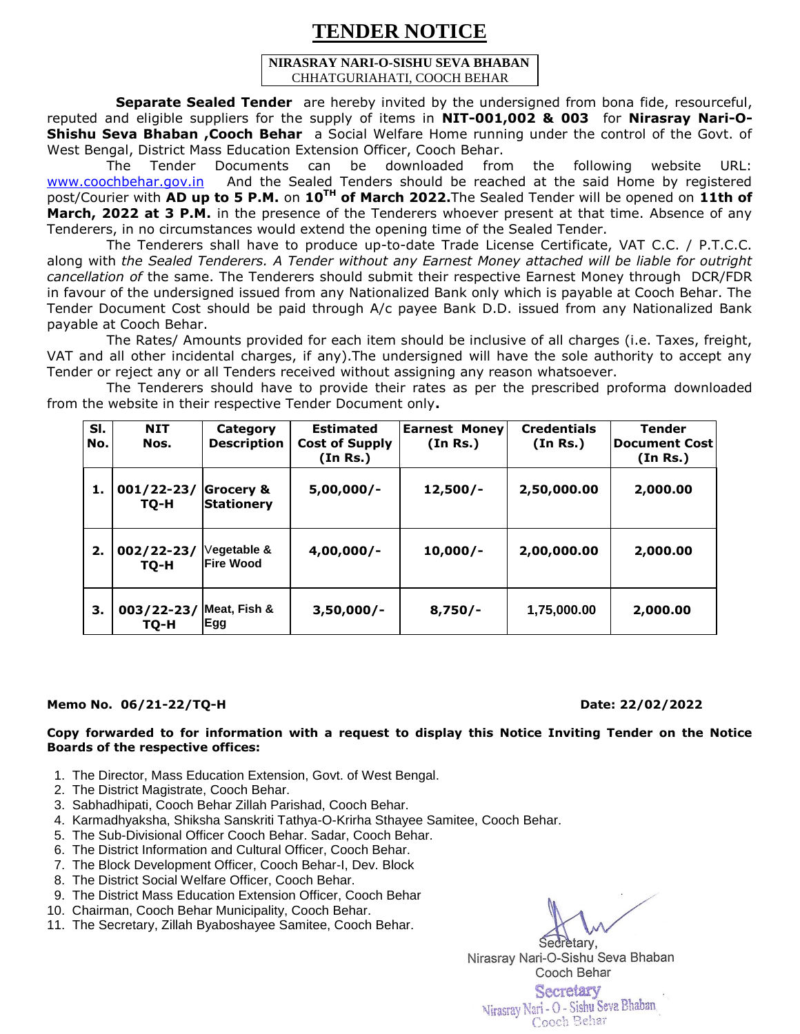# TENDER NOTICE

**NIRASRAY NARI-O-SISHU SEVA BHABAN**
CHHATGURIAHATI, COOCH BEHAR

**Separate Sealed Tender** are hereby invited by the undersigned from bona fide, resourceful, reputed and eligible suppliers for the supply of items in **NIT-001,002 & 003** for **Nirasray Nari-O-Shishu Seva Bhaban ,Cooch Behar** a Social Welfare Home running under the control of the Govt. of West Bengal, District Mass Education Extension Officer, Cooch Behar.

The Tender Documents can be downloaded from the following website URL: www.coochbehar.gov.in And the Sealed Tenders should be reached at the said Home by registered post/Courier with **AD up to 5 P.M.** on **10TH of March 2022.** The Sealed Tender will be opened on **11th of March, 2022 at 3 P.M.** in the presence of the Tenderers whoever present at that time. Absence of any Tenderers, in no circumstances would extend the opening time of the Sealed Tender.

The Tenderers shall have to produce up-to-date Trade License Certificate, VAT C.C. / P.T.C.C. along with *the Sealed Tenderers. A Tender without any Earnest Money attached will be liable for outright cancellation of* the same. The Tenderers should submit their respective Earnest Money through DCR/FDR in favour of the undersigned issued from any Nationalized Bank only which is payable at Cooch Behar. The Tender Document Cost should be paid through A/c payee Bank D.D. issued from any Nationalized Bank payable at Cooch Behar.

The Rates/ Amounts provided for each item should be inclusive of all charges (i.e. Taxes, freight, VAT and all other incidental charges, if any).The undersigned will have the sole authority to accept any Tender or reject any or all Tenders received without assigning any reason whatsoever.

The Tenderers should have to provide their rates as per the prescribed proforma downloaded from the website in their respective Tender Document only**.**

| Sl. No. | NIT Nos. | Category Description | Estimated Cost of Supply (In Rs.) | Earnest Money (In Rs.) | Credentials (In Rs.) | Tender Document Cost (In Rs.) |
|---|---|---|---|---|---|---|
| 1. | 001/22-23/ TQ-H | Grocery & Stationery | 5,00,000/- | 12,500/- | 2,50,000.00 | 2,000.00 |
| 2. | 002/22-23/ TQ-H | Vegetable & Fire Wood | 4,00,000/- | 10,000/- | 2,00,000.00 | 2,000.00 |
| 3. | 003/22-23/ TQ-H | Meat, Fish & Egg | 3,50,000/- | 8,750/- | 1,75,000.00 | 2,000.00 |

**Memo No. 06/21-22/TQ-H** **Date: 22/02/2022**

**Copy forwarded to for information with a request to display this Notice Inviting Tender on the Notice Boards of the respective offices:**

1. The Director, Mass Education Extension, Govt. of West Bengal.
2. The District Magistrate, Cooch Behar.
3. Sabhadhipati, Cooch Behar Zillah Parishad, Cooch Behar.
4. Karmadhyaksha, Shiksha Sanskriti Tathya-O-Krirha Sthayee Samitee, Cooch Behar.
5. The Sub-Divisional Officer Cooch Behar. Sadar, Cooch Behar.
6. The District Information and Cultural Officer, Cooch Behar.
7. The Block Development Officer, Cooch Behar-I, Dev. Block
8. The District Social Welfare Officer, Cooch Behar.
9. The District Mass Education Extension Officer, Cooch Behar
10. Chairman, Cooch Behar Municipality, Cooch Behar.
11. The Secretary, Zillah Byaboshayee Samitee, Cooch Behar.

Secretary,
Nirasray Nari-O-Sishu Seva Bhaban
Cooch Behar

Secretary
Nirasray Nari - O - Sishu Seva Bhaban
Cooch Behar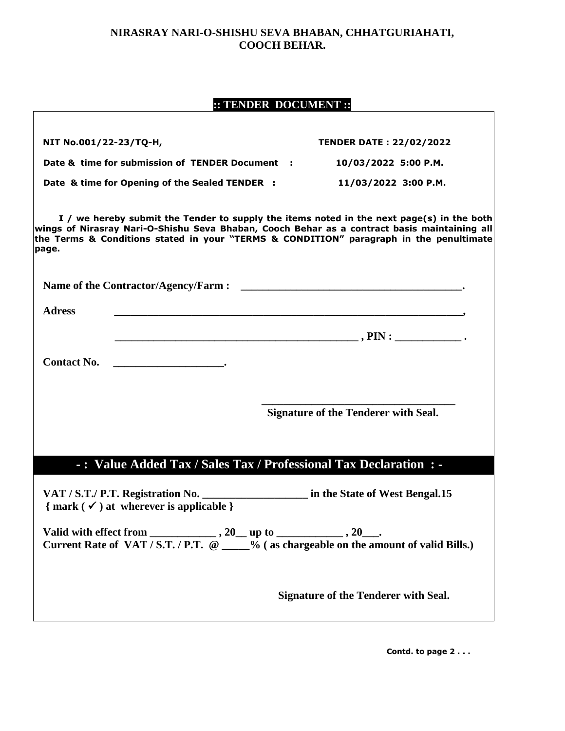**NIRASRAY NARI-O-SHISHU SEVA BHABAN, CHHATGURIAHATI, COOCH BEHAR.**

## :: TENDER DOCUMENT ::

**NIT No.001/22-23/TQ-H,** **TENDER DATE : 22/02/2022**

**Date & time for submission of TENDER Document : 10/03/2022 5:00 P.M.**

**Date & time for Opening of the Sealed TENDER : 11/03/2022 3:00 P.M.**

**I / we hereby submit the Tender to supply the items noted in the next page(s) in the both wings of Nirasray Nari-O-Shishu Seva Bhaban, Cooch Behar as a contract basis maintaining all the Terms & Conditions stated in your "TERMS & CONDITION" paragraph in the penultimate page.**

**Name of the Contractor/Agency/Farm : \_\_\_\_\_\_\_\_\_\_\_\_\_\_\_\_\_\_\_\_\_\_\_\_\_\_\_\_\_\_\_\_\_\_\_\_\_\_\_.**

**Adress \_\_\_\_\_\_\_\_\_\_\_\_\_\_\_\_\_\_\_\_\_\_\_\_\_\_\_\_\_\_\_\_\_\_\_\_\_\_\_\_\_\_\_\_\_\_\_\_\_\_\_\_\_\_\_\_\_\_\_\_\_\_\_,**

**\_\_\_\_\_\_\_\_\_\_\_\_\_\_\_\_\_\_\_\_\_\_\_\_\_\_\_\_\_\_\_\_\_\_\_\_\_\_\_\_\_\_\_\_ , PIN : \_\_\_\_\_\_\_\_\_\_\_\_ .**

**Contact No. \_\_\_\_\_\_\_\_\_\_\_\_\_\_\_\_\_\_\_\_.**

\_\_\_\_\_\_\_\_\_\_\_\_\_\_\_\_\_\_\_\_\_\_\_\_\_\_\_\_\_\_\_\_\_\_\_\_

**Signature of the Tenderer with Seal.**

## - : Value Added Tax / Sales Tax / Professional Tax Declaration : -

**VAT / S.T./ P.T. Registration No. \_\_\_\_\_\_\_\_\_\_\_\_\_\_\_\_\_\_\_ in the State of West Bengal.15**
**{ mark ( ✓ ) at wherever is applicable }**

**Valid with effect from \_\_\_\_\_\_\_\_\_\_\_\_ , 20\_\_ up to \_\_\_\_\_\_\_\_\_\_\_\_ , 20\_\_\_.**
**Current Rate of VAT / S.T. / P.T. @ \_\_\_\_\_% ( as chargeable on the amount of valid Bills.)**

**Signature of the Tenderer with Seal.**

**Contd. to page 2 . . .**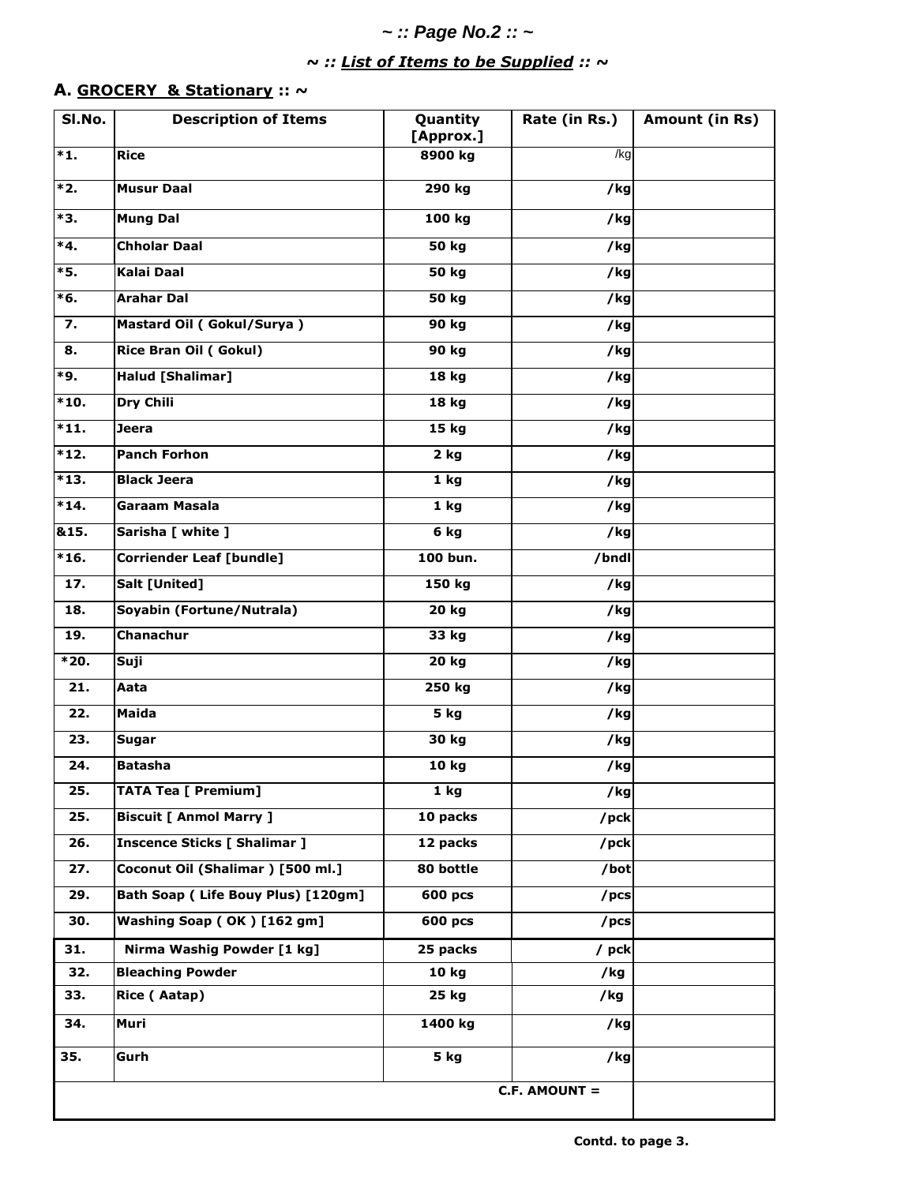## ~ :: Page No.2 :: ~

### ~ :: *List of Items to be Supplied* :: ~

### A. GROCERY & Stationary :: ~

| Sl.No. | Description of Items | Quantity [Approx.] | Rate (in Rs.) | Amount (in Rs) |
|---|---|---|---|---|
| *1. | Rice | 8900 kg | /kg | |
| *2. | Musur Daal | 290 kg | /kg | |
| *3. | Mung Dal | 100 kg | /kg | |
| *4. | Chholar Daal | 50 kg | /kg | |
| *5. | Kalai Daal | 50 kg | /kg | |
| *6. | Arahar Dal | 50 kg | /kg | |
| 7. | Mastard Oil ( Gokul/Surya ) | 90 kg | /kg | |
| 8. | Rice Bran Oil ( Gokul) | 90 kg | /kg | |
| *9. | Halud [Shalimar] | 18 kg | /kg | |
| *10. | Dry Chili | 18 kg | /kg | |
| *11. | Jeera | 15 kg | /kg | |
| *12. | Panch Forhon | 2 kg | /kg | |
| *13. | Black Jeera | 1 kg | /kg | |
| *14. | Garaam Masala | 1 kg | /kg | |
| &15. | Sarisha [ white ] | 6 kg | /kg | |
| *16. | Corriender Leaf [bundle] | 100 bun. | /bndl | |
| 17. | Salt [United] | 150 kg | /kg | |
| 18. | Soyabin (Fortune/Nutrala) | 20 kg | /kg | |
| 19. | Chanachur | 33 kg | /kg | |
| *20. | Suji | 20 kg | /kg | |
| 21. | Aata | 250 kg | /kg | |
| 22. | Maida | 5 kg | /kg | |
| 23. | Sugar | 30 kg | /kg | |
| 24. | Batasha | 10 kg | /kg | |
| 25. | TATA Tea [ Premium] | 1 kg | /kg | |
| 25. | Biscuit [ Anmol Marry ] | 10 packs | /pck | |
| 26. | Inscence Sticks [ Shalimar ] | 12 packs | /pck | |
| 27. | Coconut Oil (Shalimar ) [500 ml.] | 80 bottle | /bot | |
| 29. | Bath Soap ( Life Bouy Plus) [120gm] | 600 pcs | /pcs | |
| 30. | Washing Soap ( OK ) [162 gm] | 600 pcs | /pcs | |
| 31. | Nirma Washig Powder [1 kg] | 25 packs | / pck | |
| 32. | Bleaching Powder | 10 kg | /kg | |
| 33. | Rice ( Aatap) | 25 kg | /kg | |
| 34. | Muri | 1400 kg | /kg | |
| 35. | Gurh | 5 kg | /kg | |
| | | | C.F. AMOUNT = | |

**Contd. to page 3.**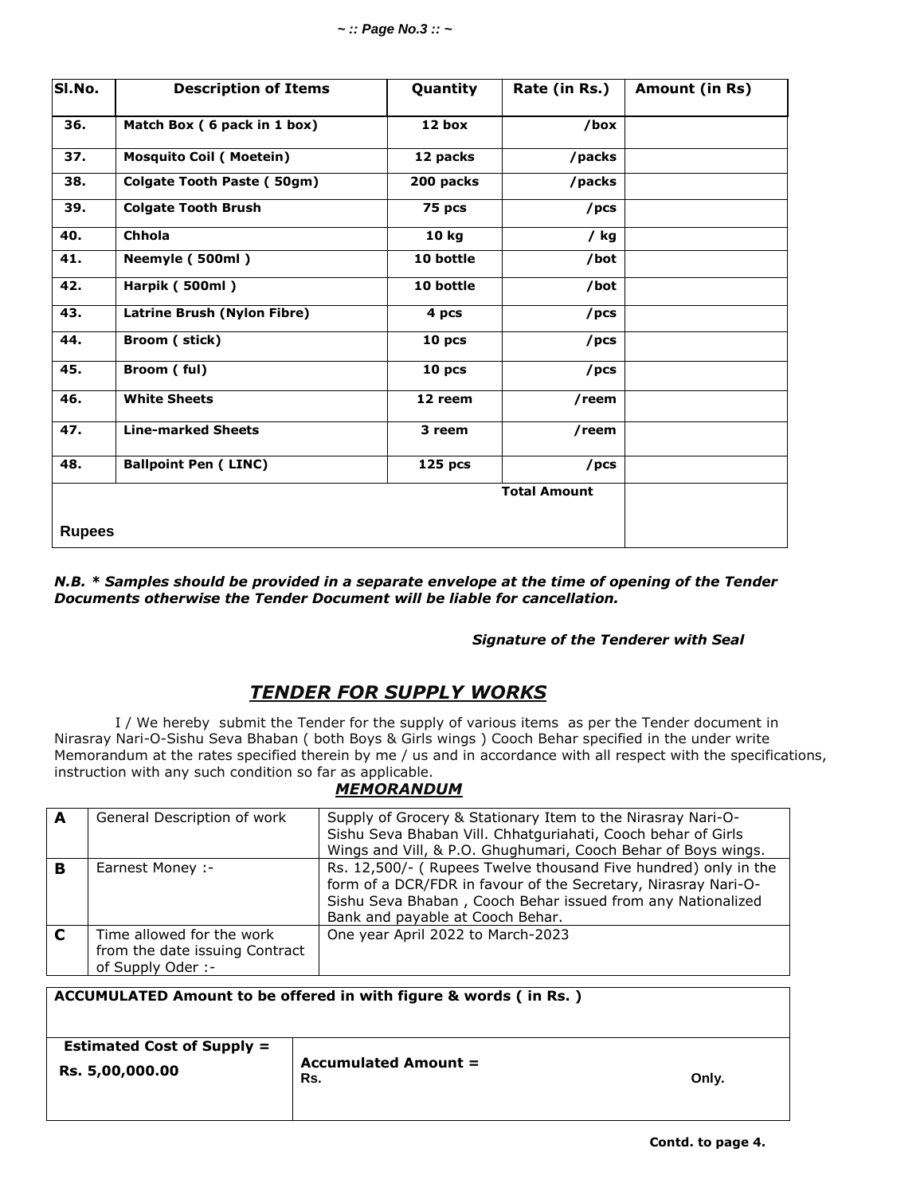| Sl.No. | Description of Items | Quantity | Rate (in Rs.) | Amount (in Rs) |
|---|---|---|---|---|
| 36. | **Match Box ( 6 pack in 1 box)** | 12 box | /box | |
| 37. | **Mosquito Coil ( Moetein)** | 12 packs | /packs | |
| 38. | **Colgate Tooth Paste ( 50gm)** | 200 packs | /packs | |
| 39. | **Colgate Tooth Brush** | 75 pcs | /pcs | |
| 40. | **Chhola** | 10 kg | / kg | |
| 41. | **Neemyle ( 500ml )** | 10 bottle | /bot | |
| 42. | **Harpik ( 500ml )** | 10 bottle | /bot | |
| 43. | **Latrine Brush (Nylon Fibre)** | 4 pcs | /pcs | |
| 44. | **Broom ( stick)** | 10 pcs | /pcs | |
| 45. | **Broom ( ful)** | 10 pcs | /pcs | |
| 46. | **White Sheets** | 12 reem | /reem | |
| 47. | **Line-marked Sheets** | 3 reem | /reem | |
| 48. | **Ballpoint Pen ( LINC)** | 125 pcs | /pcs | |
| | | | **Total Amount** | |
| **Rupees** | | | | |

***N.B. * Samples should be provided in a separate envelope at the time of opening of the Tender Documents otherwise the Tender Document will be liable for cancellation.***

***Signature of the Tenderer with Seal***

## *TENDER FOR SUPPLY WORKS*

I / We hereby submit the Tender for the supply of various items as per the Tender document in Nirasray Nari-O-Sishu Seva Bhaban ( both Boys & Girls wings ) Cooch Behar specified in the under write Memorandum at the rates specified therein by me / us and in accordance with all respect with the specifications, instruction with any such condition so far as applicable.

### *MEMORANDUM*

| | | |
|---|---|---|
| **A** | General Description of work | Supply of Grocery & Stationary Item to the Nirasray Nari-O-Sishu Seva Bhaban Vill. Chhatguriahati, Cooch behar of Girls Wings and Vill, & P.O. Ghughumari, Cooch Behar of Boys wings. |
| **B** | Earnest Money :- | Rs. 12,500/- ( Rupees Twelve thousand Five hundred) only in the form of a DCR/FDR in favour of the Secretary, Nirasray Nari-O-Sishu Seva Bhaban , Cooch Behar issued from any Nationalized Bank and payable at Cooch Behar. |
| **C** | Time allowed for the work from the date issuing Contract of Supply Oder :- | One year April 2022 to March-2023 |

| **ACCUMULATED Amount to be offered in with figure & words ( in Rs. )** | |
|---|---|
| **Estimated Cost of Supply = Rs. 5,00,000.00** | **Accumulated Amount = Rs. Only.** |

**Contd. to page 4.**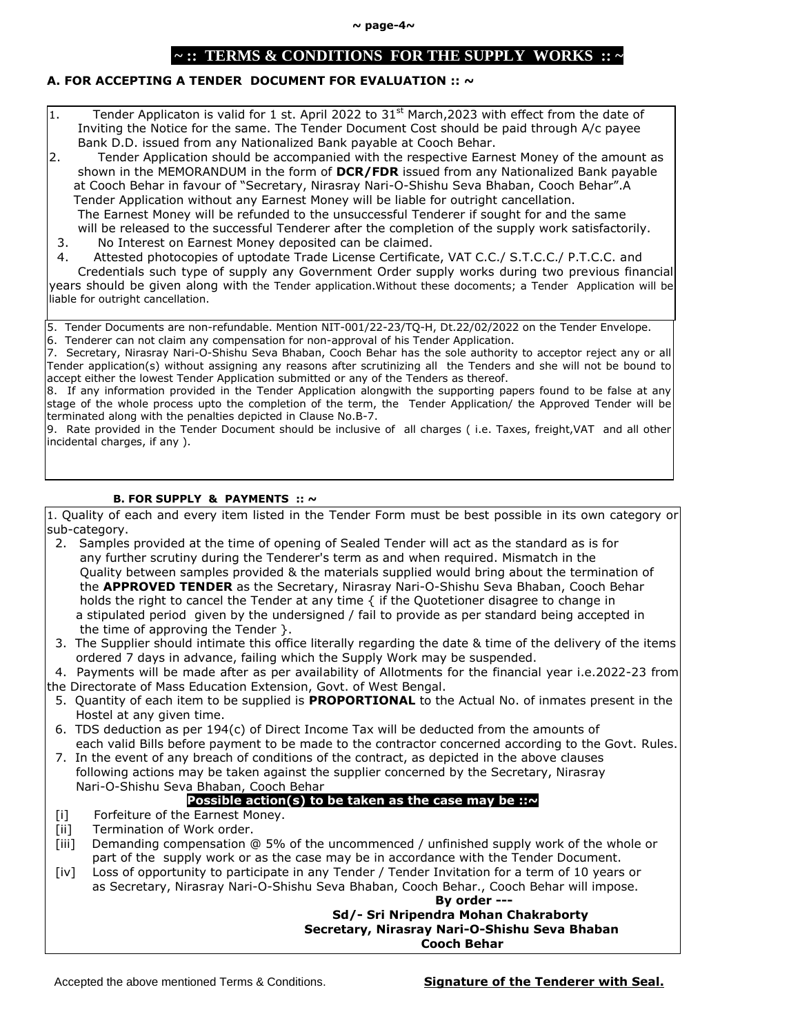## ~ :: TERMS & CONDITIONS FOR THE SUPPLY WORKS :: ~

### A. FOR ACCEPTING A TENDER DOCUMENT FOR EVALUATION :: ~

1. Tender Applicaton is valid for 1 st. April 2022 to 31[st] March,2023 with effect from the date of Inviting the Notice for the same. The Tender Document Cost should be paid through A/c payee Bank D.D. issued from any Nationalized Bank payable at Cooch Behar.
2. Tender Application should be accompanied with the respective Earnest Money of the amount as shown in the MEMORANDUM in the form of **DCR/FDR** issued from any Nationalized Bank payable at Cooch Behar in favour of "Secretary, Nirasray Nari-O-Shishu Seva Bhaban, Cooch Behar".A Tender Application without any Earnest Money will be liable for outright cancellation. The Earnest Money will be refunded to the unsuccessful Tenderer if sought for and the same will be released to the successful Tenderer after the completion of the supply work satisfactorily.
3. No Interest on Earnest Money deposited can be claimed.
4. Attested photocopies of uptodate Trade License Certificate, VAT C.C./ S.T.C.C./ P.T.C.C. and Credentials such type of supply any Government Order supply works during two previous financial years should be given along with the Tender application.Without these docoments; a Tender Application will be liable for outright cancellation.
5. Tender Documents are non-refundable. Mention NIT-001/22-23/TQ-H, Dt.22/02/2022 on the Tender Envelope.
6. Tenderer can not claim any compensation for non-approval of his Tender Application.
7. Secretary, Nirasray Nari-O-Shishu Seva Bhaban, Cooch Behar has the sole authority to acceptor reject any or all Tender application(s) without assigning any reasons after scrutinizing all the Tenders and she will not be bound to accept either the lowest Tender Application submitted or any of the Tenders as thereof.
8. If any information provided in the Tender Application alongwith the supporting papers found to be false at any stage of the whole process upto the completion of the term, the Tender Application/ the Approved Tender will be terminated along with the penalties depicted in Clause No.B-7.
9. Rate provided in the Tender Document should be inclusive of all charges ( i.e. Taxes, freight,VAT and all other incidental charges, if any ).

### B. FOR SUPPLY & PAYMENTS :: ~

1. Quality of each and every item listed in the Tender Form must be best possible in its own category or sub-category.
2. Samples provided at the time of opening of Sealed Tender will act as the standard as is for any further scrutiny during the Tenderer's term as and when required. Mismatch in the Quality between samples provided & the materials supplied would bring about the termination of the **APPROVED TENDER** as the Secretary, Nirasray Nari-O-Shishu Seva Bhaban, Cooch Behar holds the right to cancel the Tender at any time { if the Quotetioner disagree to change in a stipulated period given by the undersigned / fail to provide as per standard being accepted in the time of approving the Tender }.
3. The Supplier should intimate this office literally regarding the date & time of the delivery of the items ordered 7 days in advance, failing which the Supply Work may be suspended.
4. Payments will be made after as per availability of Allotments for the financial year i.e.2022-23 from the Directorate of Mass Education Extension, Govt. of West Bengal.
5. Quantity of each item to be supplied is **PROPORTIONAL** to the Actual No. of inmates present in the Hostel at any given time.
6. TDS deduction as per 194(c) of Direct Income Tax will be deducted from the amounts of each valid Bills before payment to be made to the contractor concerned according to the Govt. Rules.
7. In the event of any breach of conditions of the contract, as depicted in the above clauses following actions may be taken against the supplier concerned by the Secretary, Nirasray Nari-O-Shishu Seva Bhaban, Cooch Behar

**Possible action(s) to be taken as the case may be ::~**

[i] Forfeiture of the Earnest Money.
[ii] Termination of Work order.
[iii] Demanding compensation @ 5% of the uncommenced / unfinished supply work of the whole or part of the supply work or as the case may be in accordance with the Tender Document.
[iv] Loss of opportunity to participate in any Tender / Tender Invitation for a term of 10 years or as Secretary, Nirasray Nari-O-Shishu Seva Bhaban, Cooch Behar., Cooch Behar will impose.

**By order ---**
**Sd/- Sri Nripendra Mohan Chakraborty**
**Secretary, Nirasray Nari-O-Shishu Seva Bhaban**
**Cooch Behar**

Accepted the above mentioned Terms & Conditions.

**Signature of the Tenderer with Seal.**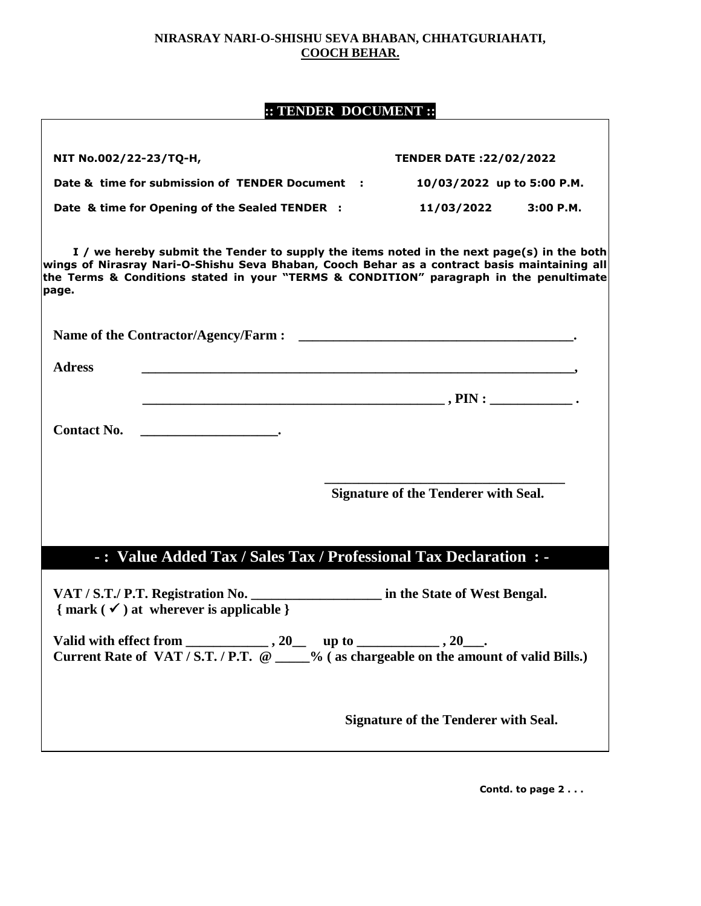**NIRASRAY NARI-O-SHISHU SEVA BHABAN, CHHATGURIAHATI,**
**COOCH BEHAR.**

## :: TENDER DOCUMENT ::

**NIT No.002/22-23/TQ-H,** **TENDER DATE :22/02/2022**

**Date & time for submission of TENDER Document : 10/03/2022 up to 5:00 P.M.**

**Date & time for Opening of the Sealed TENDER : 11/03/2022 3:00 P.M.**

**I / we hereby submit the Tender to supply the items noted in the next page(s) in the both wings of Nirasray Nari-O-Shishu Seva Bhaban, Cooch Behar as a contract basis maintaining all the Terms & Conditions stated in your "TERMS & CONDITION" paragraph in the penultimate page.**

**Name of the Contractor/Agency/Farm : ________________________________________.**

**Adress ________________________________________________________________,**

**____________________________________________ , PIN : ____________ .**

**Contact No. ____________________.**

**___________________________________**
**Signature of the Tenderer with Seal.**

## - : Value Added Tax / Sales Tax / Professional Tax Declaration : -

**VAT / S.T./ P.T. Registration No. ___________________ in the State of West Bengal.**
**{ mark ( ✓ ) at wherever is applicable }**

**Valid with effect from ____________ , 20__ up to ____________ , 20___.**
**Current Rate of VAT / S.T. / P.T. @ _____% ( as chargeable on the amount of valid Bills.)**

**Signature of the Tenderer with Seal.**

**Contd. to page 2 . . .**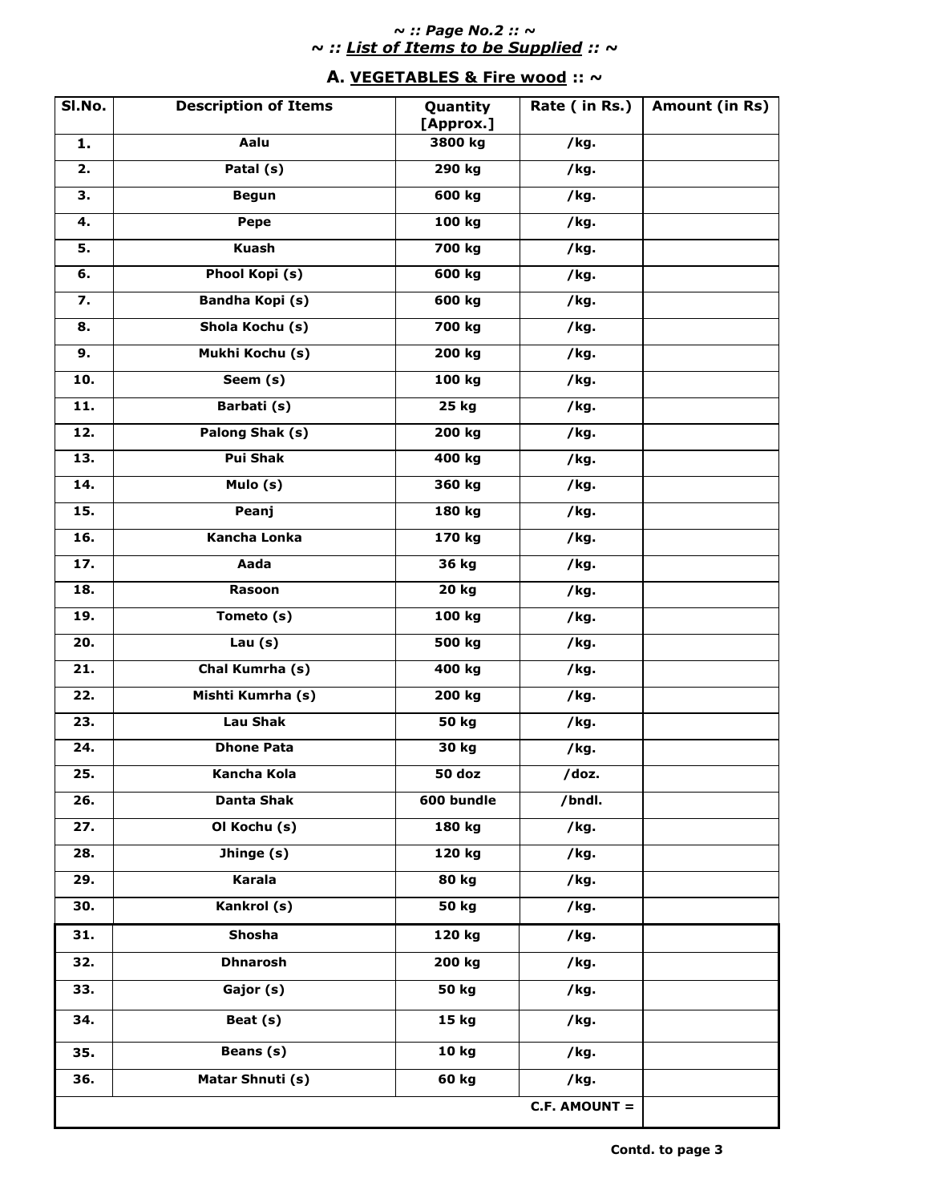~ :: Page No.2 :: ~

## ~ :: List of Items to be Supplied :: ~

### A. VEGETABLES & Fire wood :: ~

| Sl.No. | Description of Items | Quantity [Approx.] | Rate ( in Rs.) | Amount (in Rs) |
|---|---|---|---|---|
| 1. | Aalu | 3800 kg | /kg. | |
| 2. | Patal (s) | 290 kg | /kg. | |
| 3. | Begun | 600 kg | /kg. | |
| 4. | Pepe | 100 kg | /kg. | |
| 5. | Kuash | 700 kg | /kg. | |
| 6. | Phool Kopi (s) | 600 kg | /kg. | |
| 7. | Bandha Kopi (s) | 600 kg | /kg. | |
| 8. | Shola Kochu (s) | 700 kg | /kg. | |
| 9. | Mukhi Kochu (s) | 200 kg | /kg. | |
| 10. | Seem (s) | 100 kg | /kg. | |
| 11. | Barbati (s) | 25 kg | /kg. | |
| 12. | Palong Shak (s) | 200 kg | /kg. | |
| 13. | Pui Shak | 400 kg | /kg. | |
| 14. | Mulo (s) | 360 kg | /kg. | |
| 15. | Peanj | 180 kg | /kg. | |
| 16. | Kancha Lonka | 170 kg | /kg. | |
| 17. | Aada | 36 kg | /kg. | |
| 18. | Rasoon | 20 kg | /kg. | |
| 19. | Tometo (s) | 100 kg | /kg. | |
| 20. | Lau (s) | 500 kg | /kg. | |
| 21. | Chal Kumrha (s) | 400 kg | /kg. | |
| 22. | Mishti Kumrha (s) | 200 kg | /kg. | |
| 23. | Lau Shak | 50 kg | /kg. | |
| 24. | Dhone Pata | 30 kg | /kg. | |
| 25. | Kancha Kola | 50 doz | /doz. | |
| 26. | Danta Shak | 600 bundle | /bndl. | |
| 27. | Ol Kochu (s) | 180 kg | /kg. | |
| 28. | Jhinge (s) | 120 kg | /kg. | |
| 29. | Karala | 80 kg | /kg. | |
| 30. | Kankrol (s) | 50 kg | /kg. | |
| 31. | Shosha | 120 kg | /kg. | |
| 32. | Dhnarosh | 200 kg | /kg. | |
| 33. | Gajor (s) | 50 kg | /kg. | |
| 34. | Beat (s) | 15 kg | /kg. | |
| 35. | Beans (s) | 10 kg | /kg. | |
| 36. | Matar Shnuti (s) | 60 kg | /kg. | |
| | | | C.F. AMOUNT = | |

Contd. to page 3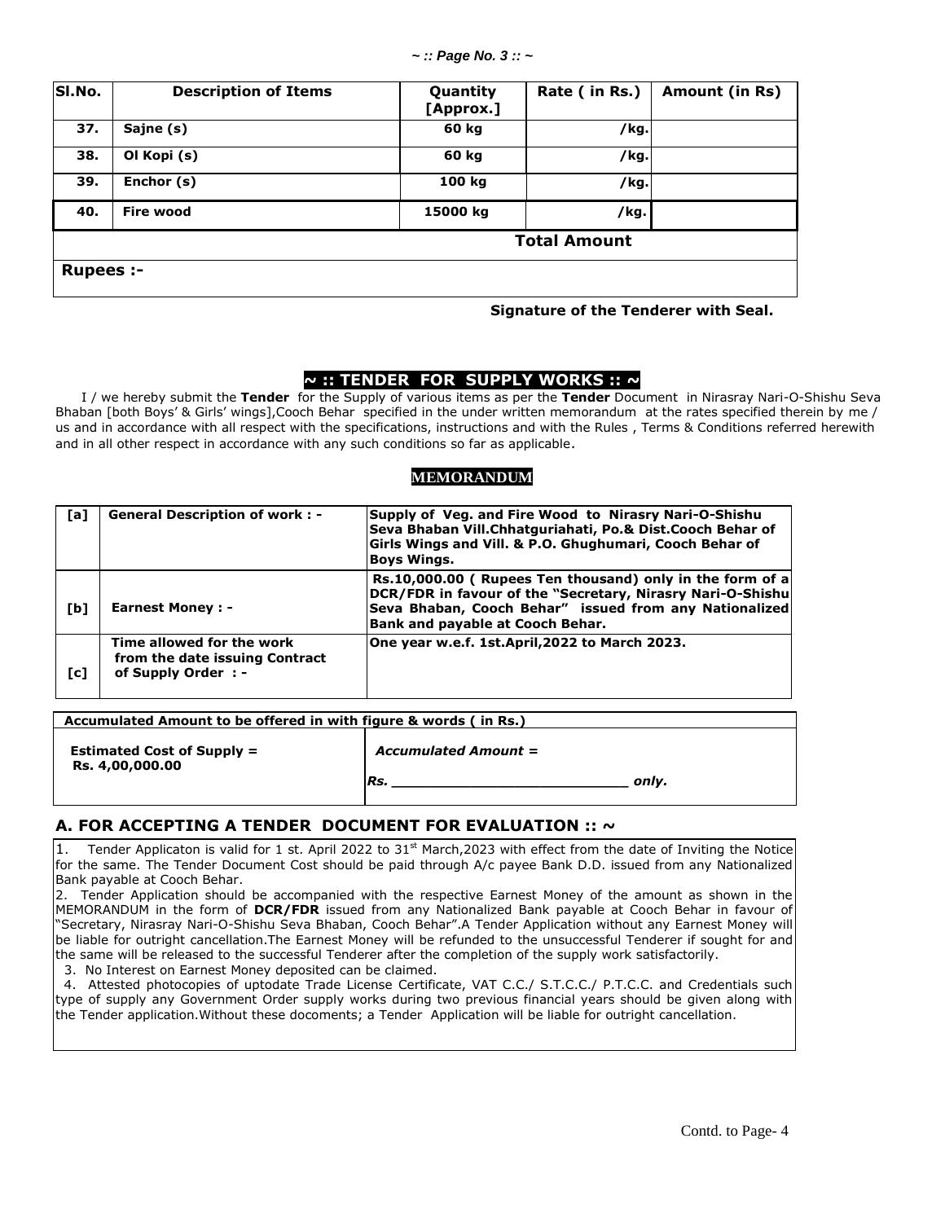| Sl.No. | Description of Items | Quantity [Approx.] | Rate ( in Rs.) | Amount (in Rs) |
|---|---|---|---|---|
| 37. | Sajne (s) | 60 kg | /kg. | |
| 38. | Ol Kopi (s) | 60 kg | /kg. | |
| 39. | Enchor (s) | 100 kg | /kg. | |
| 40. | Fire wood | 15000 kg | /kg. | |
| | | | **Total Amount** | |
| **Rupees :-** | | | | |

**Signature of the Tenderer with Seal.**

## ~ :: TENDER FOR SUPPLY WORKS :: ~

I / we hereby submit the **Tender** for the Supply of various items as per the **Tender** Document in Nirasray Nari-O-Shishu Seva Bhaban [both Boys' & Girls' wings],Cooch Behar specified in the under written memorandum at the rates specified therein by me / us and in accordance with all respect with the specifications, instructions and with the Rules , Terms & Conditions referred herewith and in all other respect in accordance with any such conditions so far as applicable.

### MEMORANDUM

| | | |
|---|---|---|
| [a] | **General Description of work : -** | **Supply of Veg. and Fire Wood to Nirasry Nari-O-Shishu Seva Bhaban Vill.Chhatguriahati, Po.& Dist.Cooch Behar of Girls Wings and Vill. & P.O. Ghughumari, Cooch Behar of Boys Wings.** |
| [b] | **Earnest Money : -** | **Rs.10,000.00 ( Rupees Ten thousand) only in the form of a DCR/FDR in favour of the "Secretary, Nirasry Nari-O-Shishu Seva Bhaban, Cooch Behar" issued from any Nationalized Bank and payable at Cooch Behar.** |
| [c] | **Time allowed for the work from the date issuing Contract of Supply Order : -** | **One year w.e.f. 1st.April,2022 to March 2023.** |

| **Accumulated Amount to be offered in with figure & words ( in Rs.)** | |
|---|---|
| **Estimated Cost of Supply = Rs. 4,00,000.00** | ***Accumulated Amount =*** <br> ***Rs. \_\_\_\_\_\_\_\_\_\_\_\_\_\_\_\_\_\_\_\_\_\_\_\_\_\_ only.*** |

## A. FOR ACCEPTING A TENDER DOCUMENT FOR EVALUATION :: ~

1. Tender Applicaton is valid for 1 st. April 2022 to 31st March,2023 with effect from the date of Inviting the Notice for the same. The Tender Document Cost should be paid through A/c payee Bank D.D. issued from any Nationalized Bank payable at Cooch Behar.
2. Tender Application should be accompanied with the respective Earnest Money of the amount as shown in the MEMORANDUM in the form of **DCR/FDR** issued from any Nationalized Bank payable at Cooch Behar in favour of "Secretary, Nirasray Nari-O-Shishu Seva Bhaban, Cooch Behar".A Tender Application without any Earnest Money will be liable for outright cancellation.The Earnest Money will be refunded to the unsuccessful Tenderer if sought for and the same will be released to the successful Tenderer after the completion of the supply work satisfactorily.
3. No Interest on Earnest Money deposited can be claimed.
4. Attested photocopies of uptodate Trade License Certificate, VAT C.C./ S.T.C.C./ P.T.C.C. and Credentials such type of supply any Government Order supply works during two previous financial years should be given along with the Tender application.Without these docoments; a Tender Application will be liable for outright cancellation.

Contd. to Page- 4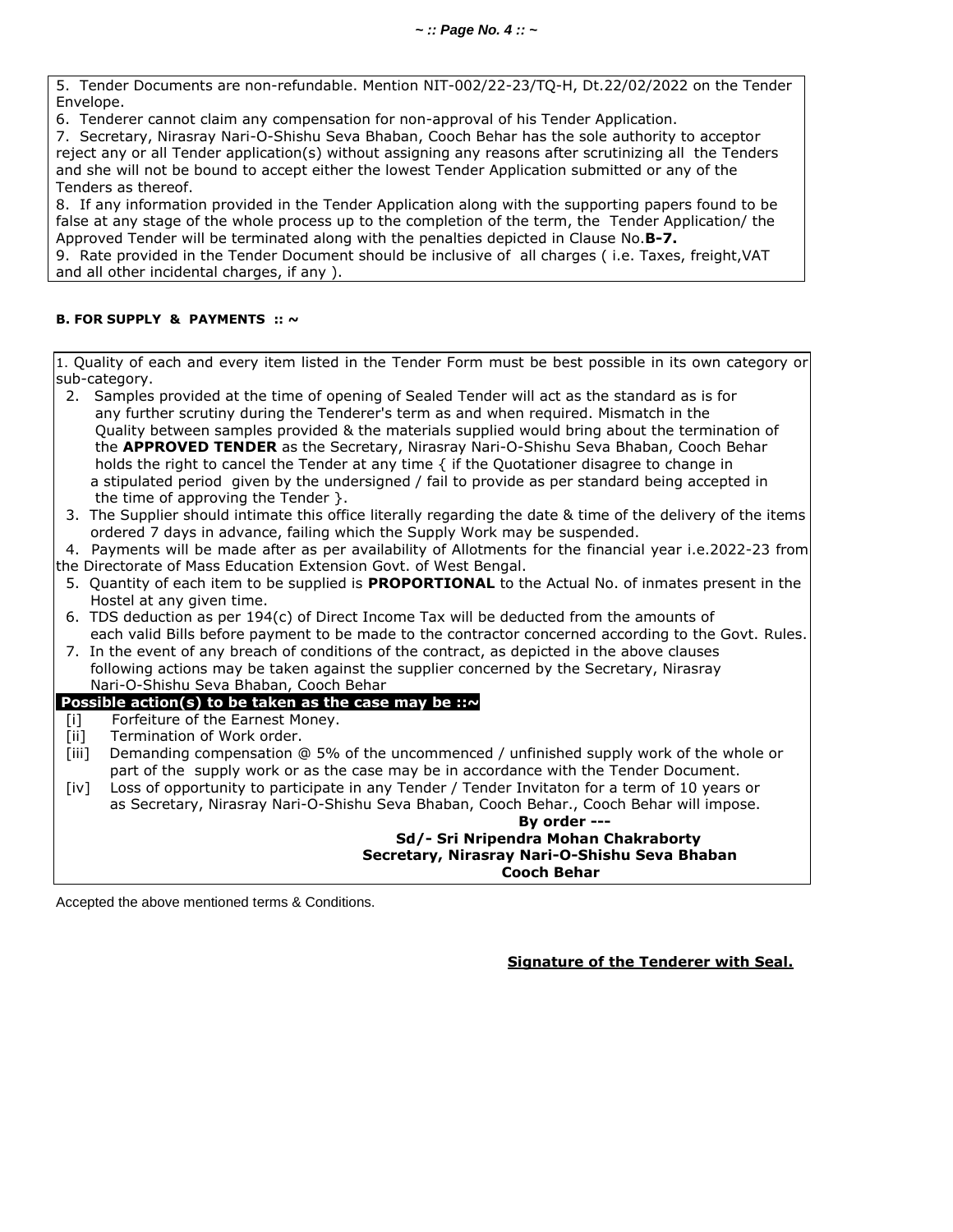5. Tender Documents are non-refundable. Mention NIT-002/22-23/TQ-H, Dt.22/02/2022 on the Tender Envelope.

6. Tenderer cannot claim any compensation for non-approval of his Tender Application.

7. Secretary, Nirasray Nari-O-Shishu Seva Bhaban, Cooch Behar has the sole authority to acceptor reject any or all Tender application(s) without assigning any reasons after scrutinizing all the Tenders and she will not be bound to accept either the lowest Tender Application submitted or any of the Tenders as thereof.

8. If any information provided in the Tender Application along with the supporting papers found to be false at any stage of the whole process up to the completion of the term, the Tender Application/ the Approved Tender will be terminated along with the penalties depicted in Clause No.**B-7.**

9. Rate provided in the Tender Document should be inclusive of all charges ( i.e. Taxes, freight,VAT and all other incidental charges, if any ).

**B. FOR SUPPLY & PAYMENTS :: ~**

1. Quality of each and every item listed in the Tender Form must be best possible in its own category or sub-category.
2. Samples provided at the time of opening of Sealed Tender will act as the standard as is for any further scrutiny during the Tenderer's term as and when required. Mismatch in the Quality between samples provided & the materials supplied would bring about the termination of the **APPROVED TENDER** as the Secretary, Nirasray Nari-O-Shishu Seva Bhaban, Cooch Behar holds the right to cancel the Tender at any time { if the Quotationer disagree to change in a stipulated period given by the undersigned / fail to provide as per standard being accepted in the time of approving the Tender }.
3. The Supplier should intimate this office literally regarding the date & time of the delivery of the items ordered 7 days in advance, failing which the Supply Work may be suspended.
4. Payments will be made after as per availability of Allotments for the financial year i.e.2022-23 from the Directorate of Mass Education Extension Govt. of West Bengal.
5. Quantity of each item to be supplied is **PROPORTIONAL** to the Actual No. of inmates present in the Hostel at any given time.
6. TDS deduction as per 194(c) of Direct Income Tax will be deducted from the amounts of each valid Bills before payment to be made to the contractor concerned according to the Govt. Rules.
7. In the event of any breach of conditions of the contract, as depicted in the above clauses following actions may be taken against the supplier concerned by the Secretary, Nirasray Nari-O-Shishu Seva Bhaban, Cooch Behar

**Possible action(s) to be taken as the case may be ::~**

[i] Forfeiture of the Earnest Money.

[ii] Termination of Work order.

[iii] Demanding compensation @ 5% of the uncommenced / unfinished supply work of the whole or part of the supply work or as the case may be in accordance with the Tender Document.

[iv] Loss of opportunity to participate in any Tender / Tender Invitaton for a term of 10 years or as Secretary, Nirasray Nari-O-Shishu Seva Bhaban, Cooch Behar., Cooch Behar will impose.

**By order ---**

**Sd/- Sri Nripendra Mohan Chakraborty**
**Secretary, Nirasray Nari-O-Shishu Seva Bhaban**
**Cooch Behar**

Accepted the above mentioned terms & Conditions.

**Signature of the Tenderer with Seal.**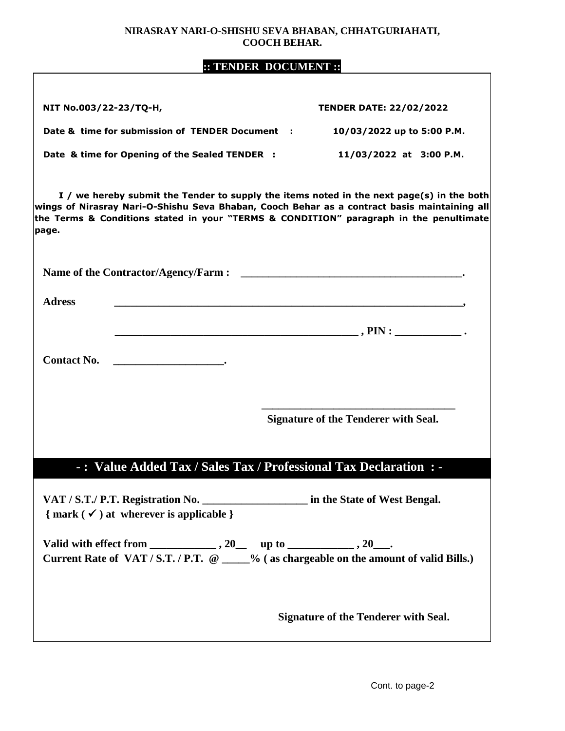**NIRASRAY NARI-O-SHISHU SEVA BHABAN, CHHATGURIAHATI, COOCH BEHAR.**

## :: TENDER DOCUMENT ::

**NIT No.003/22-23/TQ-H,** **TENDER DATE: 22/02/2022**

**Date & time for submission of TENDER Document : 10/03/2022 up to 5:00 P.M.**

**Date & time for Opening of the Sealed TENDER : 11/03/2022 at 3:00 P.M.**

**I / we hereby submit the Tender to supply the items noted in the next page(s) in the both wings of Nirasray Nari-O-Shishu Seva Bhaban, Cooch Behar as a contract basis maintaining all the Terms & Conditions stated in your "TERMS & CONDITION" paragraph in the penultimate page.**

**Name of the Contractor/Agency/Farm : \_\_\_\_\_\_\_\_\_\_\_\_\_\_\_\_\_\_\_\_\_\_\_\_\_\_\_\_\_\_\_\_\_\_\_\_\_\_\_\_.**

**Adress \_\_\_\_\_\_\_\_\_\_\_\_\_\_\_\_\_\_\_\_\_\_\_\_\_\_\_\_\_\_\_\_\_\_\_\_\_\_\_\_\_\_\_\_\_\_\_\_\_\_\_\_\_\_\_\_\_\_\_\_\_,**

**\_\_\_\_\_\_\_\_\_\_\_\_\_\_\_\_\_\_\_\_\_\_\_\_\_\_\_\_\_\_\_\_\_\_\_\_\_\_\_\_\_\_\_\_ , PIN : \_\_\_\_\_\_\_\_\_\_\_\_ .**

**Contact No. \_\_\_\_\_\_\_\_\_\_\_\_\_\_\_\_\_\_\_\_.**

\_\_\_\_\_\_\_\_\_\_\_\_\_\_\_\_\_\_\_\_\_\_\_\_\_\_\_\_\_\_\_\_\_\_\_\_

**Signature of the Tenderer with Seal.**

## - : Value Added Tax / Sales Tax / Professional Tax Declaration : -

**VAT / S.T./ P.T. Registration No. \_\_\_\_\_\_\_\_\_\_\_\_\_\_\_\_\_\_\_ in the State of West Bengal.**
**{ mark ( ✓ ) at wherever is applicable }**

**Valid with effect from \_\_\_\_\_\_\_\_\_\_\_\_ , 20\_\_ up to \_\_\_\_\_\_\_\_\_\_\_\_ , 20\_\_\_.**
**Current Rate of VAT / S.T. / P.T. @ \_\_\_\_\_% ( as chargeable on the amount of valid Bills.)**

**Signature of the Tenderer with Seal.**

Cont. to page-2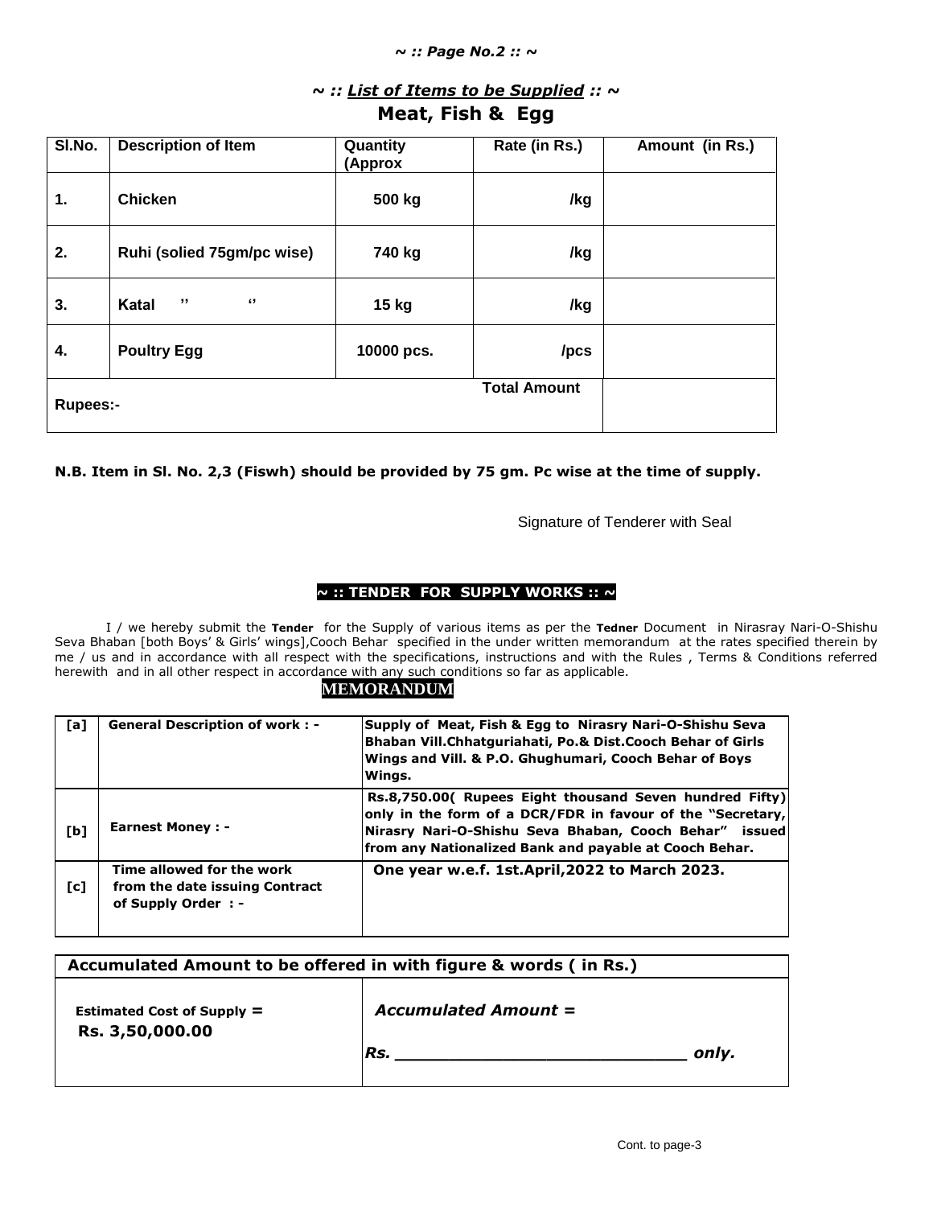## ~ :: *List of Items to be Supplied* :: ~

## Meat, Fish & Egg

| Sl.No. | Description of Item | Quantity (Approx | Rate (in Rs.) | Amount (in Rs.) |
|---|---|---|---|---|
| 1. | Chicken | 500 kg | /kg | |
| 2. | Ruhi (solied 75gm/pc wise) | 740 kg | /kg | |
| 3. | Katal ,, ‘‘ | 15 kg | /kg | |
| 4. | Poultry Egg | 10000 pcs. | /pcs | |
| Rupees:- | | | Total Amount | |

**N.B. Item in Sl. No. 2,3 (Fiswh) should be provided by 75 gm. Pc wise at the time of supply.**

Signature of Tenderer with Seal

### ~ :: TENDER FOR SUPPLY WORKS :: ~

I / we hereby submit the **Tender** for the Supply of various items as per the **Tedner** Document in Nirasray Nari-O-Shishu Seva Bhaban [both Boys' & Girls' wings],Cooch Behar specified in the under written memorandum at the rates specified therein by me / us and in accordance with all respect with the specifications, instructions and with the Rules , Terms & Conditions referred herewith and in all other respect in accordance with any such conditions so far as applicable.

### MEMORANDUM

| | | |
|---|---|---|
| [a] | General Description of work : - | Supply of Meat, Fish & Egg to Nirasry Nari-O-Shishu Seva Bhaban Vill.Chhatguriahati, Po.& Dist.Cooch Behar of Girls Wings and Vill. & P.O. Ghughumari, Cooch Behar of Boys Wings. |
| [b] | Earnest Money : - | Rs.8,750.00( Rupees Eight thousand Seven hundred Fifty) only in the form of a DCR/FDR in favour of the "Secretary, Nirasry Nari-O-Shishu Seva Bhaban, Cooch Behar" issued from any Nationalized Bank and payable at Cooch Behar. |
| [c] | Time allowed for the work from the date issuing Contract of Supply Order : - | One year w.e.f. 1st.April,2022 to March 2023. |

| Accumulated Amount to be offered in with figure & words ( in Rs.) | |
|---|---|
| Estimated Cost of Supply = Rs. 3,50,000.00 | *Accumulated Amount =* *Rs. ____________________________ only.* |

Cont. to page-3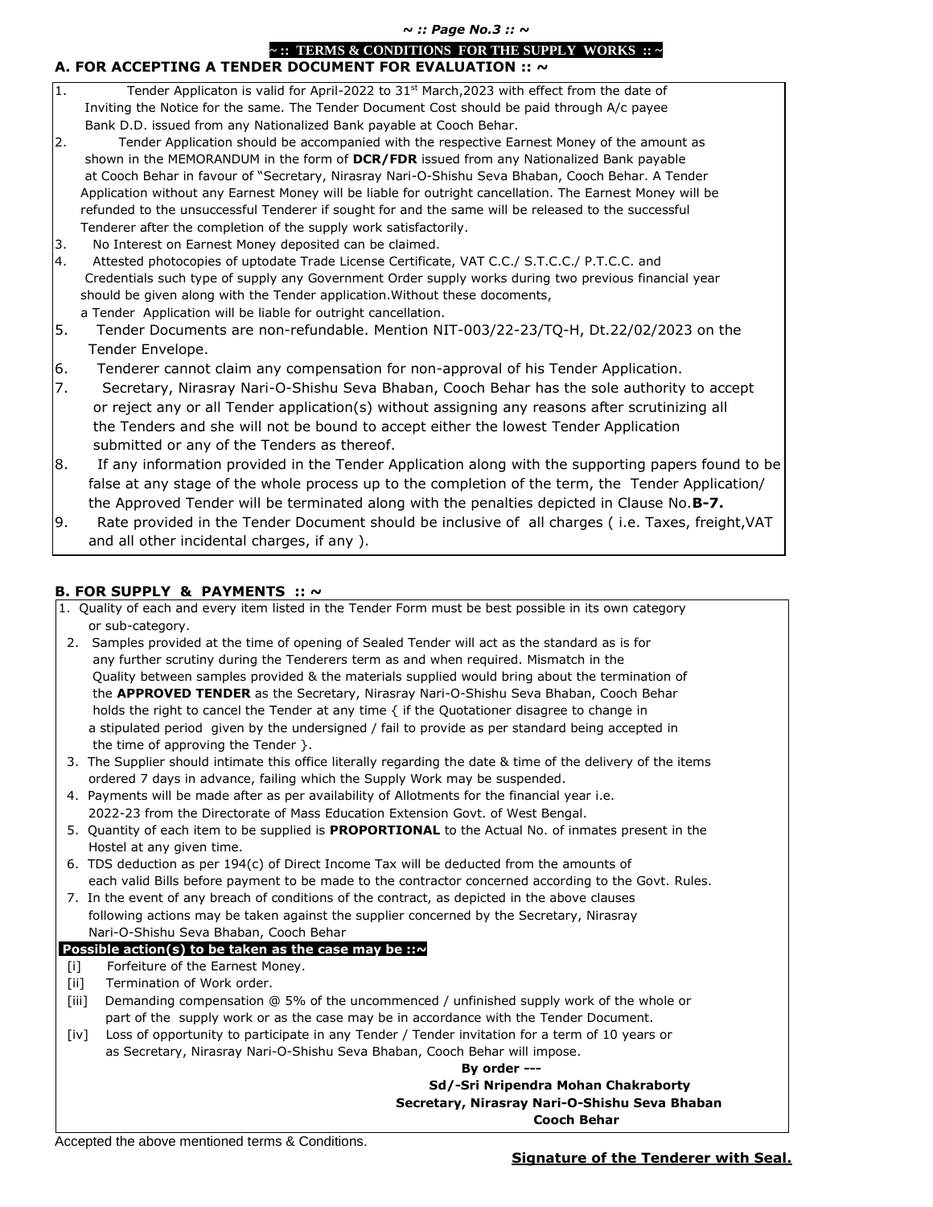*~ :: Page No.3 :: ~*

**~ :: TERMS & CONDITIONS FOR THE SUPPLY WORKS :: ~**

## A. FOR ACCEPTING A TENDER DOCUMENT FOR EVALUATION :: ~

1. Tender Applicaton is valid for April-2022 to 31st March,2023 with effect from the date of Inviting the Notice for the same. The Tender Document Cost should be paid through A/c payee Bank D.D. issued from any Nationalized Bank payable at Cooch Behar.
2. Tender Application should be accompanied with the respective Earnest Money of the amount as shown in the MEMORANDUM in the form of **DCR/FDR** issued from any Nationalized Bank payable at Cooch Behar in favour of "Secretary, Nirasray Nari-O-Shishu Seva Bhaban, Cooch Behar. A Tender Application without any Earnest Money will be liable for outright cancellation. The Earnest Money will be refunded to the unsuccessful Tenderer if sought for and the same will be released to the successful Tenderer after the completion of the supply work satisfactorily.
3. No Interest on Earnest Money deposited can be claimed.
4. Attested photocopies of uptodate Trade License Certificate, VAT C.C./ S.T.C.C./ P.T.C.C. and Credentials such type of supply any Government Order supply works during two previous financial year should be given along with the Tender application.Without these docoments, a Tender Application will be liable for outright cancellation.
5. Tender Documents are non-refundable. Mention NIT-003/22-23/TQ-H, Dt.22/02/2023 on the Tender Envelope.
6. Tenderer cannot claim any compensation for non-approval of his Tender Application.
7. Secretary, Nirasray Nari-O-Shishu Seva Bhaban, Cooch Behar has the sole authority to accept or reject any or all Tender application(s) without assigning any reasons after scrutinizing all the Tenders and she will not be bound to accept either the lowest Tender Application submitted or any of the Tenders as thereof.
8. If any information provided in the Tender Application along with the supporting papers found to be false at any stage of the whole process up to the completion of the term, the Tender Application/ the Approved Tender will be terminated along with the penalties depicted in Clause No.**B-7.**
9. Rate provided in the Tender Document should be inclusive of all charges ( i.e. Taxes, freight,VAT and all other incidental charges, if any ).

## B. FOR SUPPLY & PAYMENTS :: ~

1. Quality of each and every item listed in the Tender Form must be best possible in its own category or sub-category.
2. Samples provided at the time of opening of Sealed Tender will act as the standard as is for any further scrutiny during the Tenderers term as and when required. Mismatch in the Quality between samples provided & the materials supplied would bring about the termination of the **APPROVED TENDER** as the Secretary, Nirasray Nari-O-Shishu Seva Bhaban, Cooch Behar holds the right to cancel the Tender at any time { if the Quotationer disagree to change in a stipulated period given by the undersigned / fail to provide as per standard being accepted in the time of approving the Tender }.
3. The Supplier should intimate this office literally regarding the date & time of the delivery of the items ordered 7 days in advance, failing which the Supply Work may be suspended.
4. Payments will be made after as per availability of Allotments for the financial year i.e. 2022-23 from the Directorate of Mass Education Extension Govt. of West Bengal.
5. Quantity of each item to be supplied is **PROPORTIONAL** to the Actual No. of inmates present in the Hostel at any given time.
6. TDS deduction as per 194(c) of Direct Income Tax will be deducted from the amounts of each valid Bills before payment to be made to the contractor concerned according to the Govt. Rules.
7. In the event of any breach of conditions of the contract, as depicted in the above clauses following actions may be taken against the supplier concerned by the Secretary, Nirasray Nari-O-Shishu Seva Bhaban, Cooch Behar

**Possible action(s) to be taken as the case may be ::~**

[i] Forfeiture of the Earnest Money.
[ii] Termination of Work order.
[iii] Demanding compensation @ 5% of the uncommenced / unfinished supply work of the whole or part of the supply work or as the case may be in accordance with the Tender Document.
[iv] Loss of opportunity to participate in any Tender / Tender invitation for a term of 10 years or as Secretary, Nirasray Nari-O-Shishu Seva Bhaban, Cooch Behar will impose.

**By order ---**
**Sd/-Sri Nripendra Mohan Chakraborty**
**Secretary, Nirasray Nari-O-Shishu Seva Bhaban**
**Cooch Behar**

Accepted the above mentioned terms & Conditions.

**Signature of the Tenderer with Seal.**